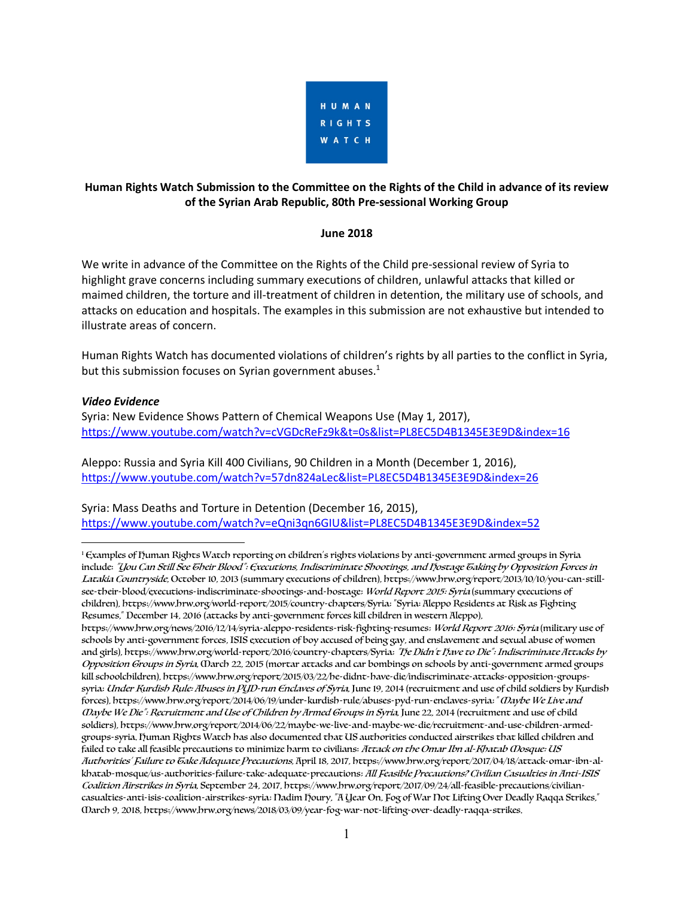HUMAN RIGHTS WATCH

**Human Rights Watch Submission to the Committee on the Rights of the Child in advance of its review of the Syrian Arab Republic, 80th Pre-sessional Working Group**

**June 2018**

We write in advance of the Committee on the Rights of the Child pre-sessional review of Syria to highlight grave concerns including summary executions of children, unlawful attacks that killed or maimed children, the torture and ill-treatment of children in detention, the military use of schools, and attacks on education and hospitals. The examples in this submission are not exhaustive but intended to illustrate areas of concern.

Human Rights Watch has documented violations of children's rights by all parties to the conflict in Syria, but this submission focuses on Syrian government abuses.[1]

***Video Evidence***

Syria: New Evidence Shows Pattern of Chemical Weapons Use (May 1, 2017), https://www.youtube.com/watch?v=cVGDcReFz9k&t=0s&list=PL8EC5D4B1345E3E9D&index=16

Aleppo: Russia and Syria Kill 400 Civilians, 90 Children in a Month (December 1, 2016), https://www.youtube.com/watch?v=57dn824aLec&list=PL8EC5D4B1345E3E9D&index=26

Syria: Mass Deaths and Torture in Detention (December 16, 2015), https://www.youtube.com/watch?v=eQni3qn6GIU&list=PL8EC5D4B1345E3E9D&index=52

---

[1] Examples of Human Rights Watch reporting on children's rights violations by anti-government armed groups in Syria include: *"You Can Still See Their Blood": Executions, Indiscriminate Shootings, and Hostage Taking by Opposition Forces in Latakia Countryside*, October 10, 2013 (summary executions of children), https://www.hrw.org/report/2013/10/10/you-can-still-see-their-blood/executions-indiscriminate-shootings-and-hostage; *World Report 2015: Syria* (summary executions of children), https://www.hrw.org/world-report/2015/country-chapters/Syria; "Syria: Aleppo Residents at Risk as Fighting Resumes," December 14, 2016 (attacks by anti-government forces kill children in western Aleppo), https://www.hrw.org/news/2016/12/14/syria-aleppo-residents-risk-fighting-resumes; *World Report 2016: Syria* (military use of schools by anti-government forces, ISIS execution of boy accused of being gay, and enslavement and sexual abuse of women and girls), https://www.hrw.org/world-report/2016/country-chapters/Syria; *"He Didn't Have to Die": Indiscriminate Attacks by Opposition Groups in Syria*, March 22, 2015 (mortar attacks and car bombings on schools by anti-government armed groups kill schoolchildren), https://www.hrw.org/report/2015/03/22/he-didnt-have-die/indiscriminate-attacks-opposition-groups-syria; *Under Kurdish Rule: Abuses in PYD-run Enclaves of Syria*, June 19, 2014 (recruitment and use of child soldiers by Kurdish forces), https://www.hrw.org/report/2014/06/19/under-kurdish-rule/abuses-pyd-run-enclaves-syria; *"Maybe We Live and Maybe We Die": Recruitment and Use of Children by Armed Groups in Syria*, June 22, 2014 (recruitment and use of child soldiers), https://www.hrw.org/report/2014/06/22/maybe-we-live-and-maybe-we-die/recruitment-and-use-children-armed-groups-syria. Human Rights Watch has also documented that US authorities conducted airstrikes that killed children and failed to take all feasible precautions to minimize harm to civilians: *Attack on the Omar Ibn al-Khatab Mosque: US Authorities' Failure to Take Adequate Precautions*, April 18, 2017, https://www.hrw.org/report/2017/04/18/attack-omar-ibn-al-khatab-mosque/us-authorities-failure-take-adequate-precautions; *All Feasible Precautions? Civilian Casualties in Anti-ISIS Coalition Airstrikes in Syria*, September 24, 2017, https://www.hrw.org/report/2017/09/24/all-feasible-precautions/civilian-casualties-anti-isis-coalition-airstrikes-syria; Nadim Houry, "A Year On, Fog of War Not Lifting Over Deadly Raqqa Strikes," March 9, 2018, https://www.hrw.org/news/2018/03/09/year-fog-war-not-lifting-over-deadly-raqqa-strikes.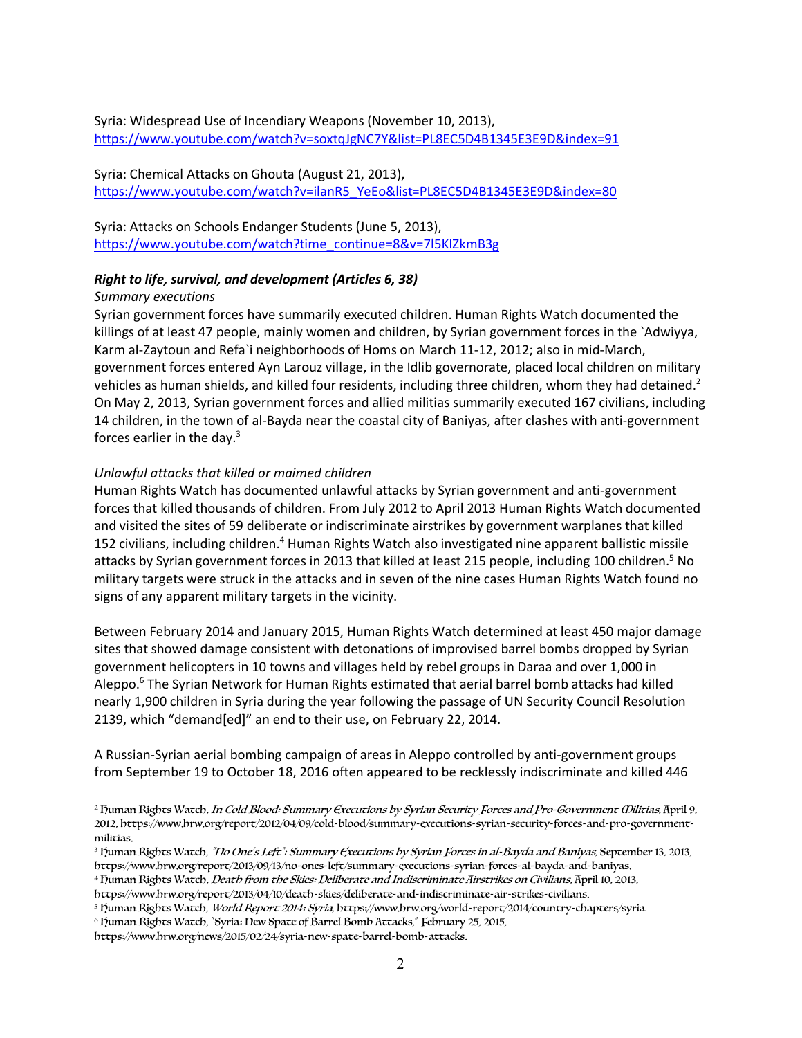Syria: Widespread Use of Incendiary Weapons (November 10, 2013), https://www.youtube.com/watch?v=soxtqJgNC7Y&list=PL8EC5D4B1345E3E9D&index=91

Syria: Chemical Attacks on Ghouta (August 21, 2013), https://www.youtube.com/watch?v=ilanR5_YeEo&list=PL8EC5D4B1345E3E9D&index=80

Syria: Attacks on Schools Endanger Students (June 5, 2013), https://www.youtube.com/watch?time_continue=8&v=7l5KIZkmB3g

***Right to life, survival, and development (Articles 6, 38)***

*Summary executions*

Syrian government forces have summarily executed children. Human Rights Watch documented the killings of at least 47 people, mainly women and children, by Syrian government forces in the `Adwiyya, Karm al-Zaytoun and Refa`i neighborhoods of Homs on March 11-12, 2012; also in mid-March, government forces entered Ayn Larouz village, in the Idlib governorate, placed local children on military vehicles as human shields, and killed four residents, including three children, whom they had detained.[2] On May 2, 2013, Syrian government forces and allied militias summarily executed 167 civilians, including 14 children, in the town of al-Bayda near the coastal city of Baniyas, after clashes with anti-government forces earlier in the day.[3]

*Unlawful attacks that killed or maimed children*

Human Rights Watch has documented unlawful attacks by Syrian government and anti-government forces that killed thousands of children. From July 2012 to April 2013 Human Rights Watch documented and visited the sites of 59 deliberate or indiscriminate airstrikes by government warplanes that killed 152 civilians, including children.[4] Human Rights Watch also investigated nine apparent ballistic missile attacks by Syrian government forces in 2013 that killed at least 215 people, including 100 children.[5] No military targets were struck in the attacks and in seven of the nine cases Human Rights Watch found no signs of any apparent military targets in the vicinity.

Between February 2014 and January 2015, Human Rights Watch determined at least 450 major damage sites that showed damage consistent with detonations of improvised barrel bombs dropped by Syrian government helicopters in 10 towns and villages held by rebel groups in Daraa and over 1,000 in Aleppo.[6] The Syrian Network for Human Rights estimated that aerial barrel bomb attacks had killed nearly 1,900 children in Syria during the year following the passage of UN Security Council Resolution 2139, which "demand[ed]" an end to their use, on February 22, 2014.

A Russian-Syrian aerial bombing campaign of areas in Aleppo controlled by anti-government groups from September 19 to October 18, 2016 often appeared to be recklessly indiscriminate and killed 446

---

[2] Human Rights Watch, *In Cold Blood: Summary Executions by Syrian Security Forces and Pro-Government Militias*, April 9, 2012, https://www.hrw.org/report/2012/04/09/cold-blood/summary-executions-syrian-security-forces-and-pro-government-militias.

[3] Human Rights Watch, *"No One's Left": Summary Executions by Syrian Forces in al-Bayda and Baniyas*, September 13, 2013, https://www.hrw.org/report/2013/09/13/no-ones-left/summary-executions-syrian-forces-al-bayda-and-baniyas.

[4] Human Rights Watch, *Death from the Skies: Deliberate and Indiscriminate Airstrikes on Civilians*, April 10, 2013, https://www.hrw.org/report/2013/04/10/death-skies/deliberate-and-indiscriminate-air-strikes-civilians.

[5] Human Rights Watch, *World Report 2014: Syria*, https://www.hrw.org/world-report/2014/country-chapters/syria

[6] Human Rights Watch, "Syria: New Spate of Barrel Bomb Attacks," February 25, 2015, https://www.hrw.org/news/2015/02/24/syria-new-spate-barrel-bomb-attacks.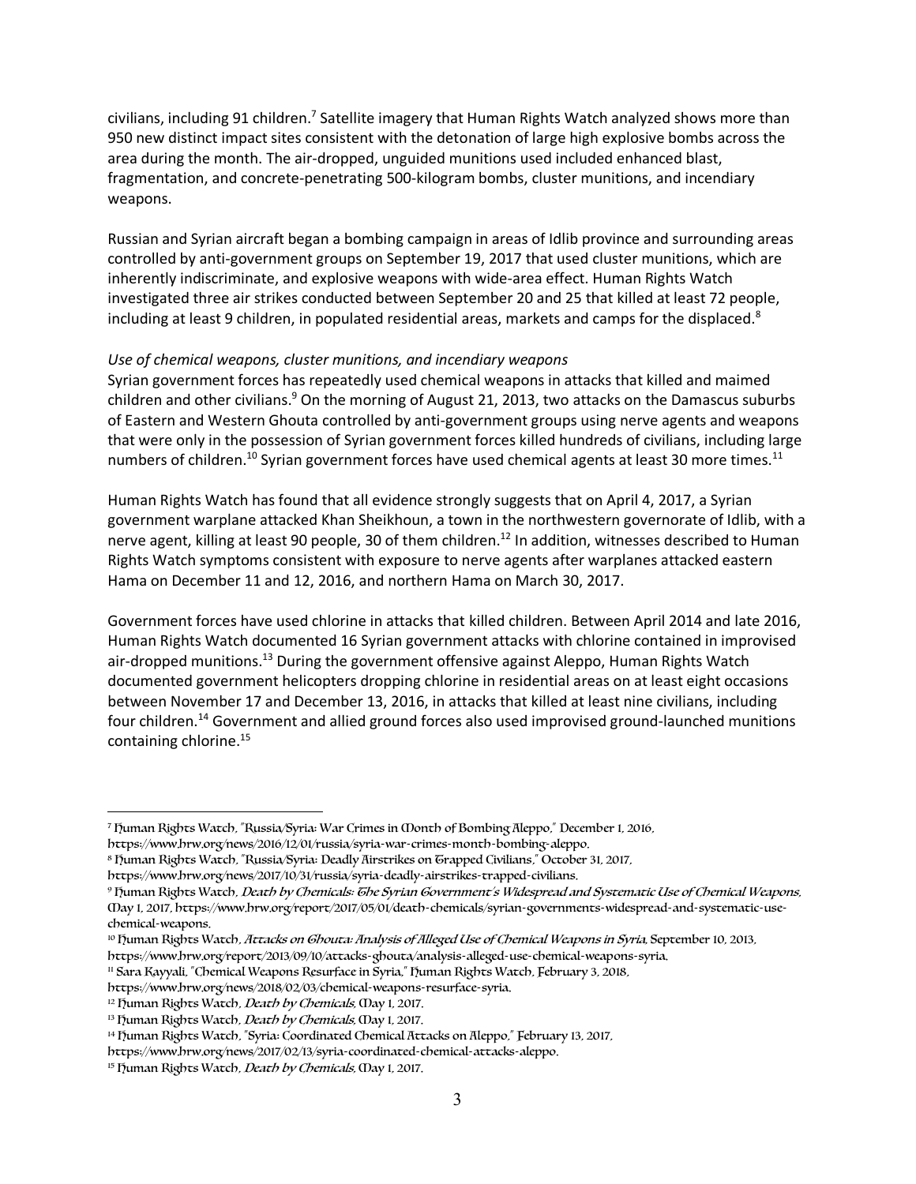civilians, including 91 children.[7] Satellite imagery that Human Rights Watch analyzed shows more than 950 new distinct impact sites consistent with the detonation of large high explosive bombs across the area during the month. The air-dropped, unguided munitions used included enhanced blast, fragmentation, and concrete-penetrating 500-kilogram bombs, cluster munitions, and incendiary weapons.

Russian and Syrian aircraft began a bombing campaign in areas of Idlib province and surrounding areas controlled by anti-government groups on September 19, 2017 that used cluster munitions, which are inherently indiscriminate, and explosive weapons with wide-area effect. Human Rights Watch investigated three air strikes conducted between September 20 and 25 that killed at least 72 people, including at least 9 children, in populated residential areas, markets and camps for the displaced.[8]

*Use of chemical weapons, cluster munitions, and incendiary weapons*

Syrian government forces has repeatedly used chemical weapons in attacks that killed and maimed children and other civilians.[9] On the morning of August 21, 2013, two attacks on the Damascus suburbs of Eastern and Western Ghouta controlled by anti-government groups using nerve agents and weapons that were only in the possession of Syrian government forces killed hundreds of civilians, including large numbers of children.[10] Syrian government forces have used chemical agents at least 30 more times.[11]

Human Rights Watch has found that all evidence strongly suggests that on April 4, 2017, a Syrian government warplane attacked Khan Sheikhoun, a town in the northwestern governorate of Idlib, with a nerve agent, killing at least 90 people, 30 of them children.[12] In addition, witnesses described to Human Rights Watch symptoms consistent with exposure to nerve agents after warplanes attacked eastern Hama on December 11 and 12, 2016, and northern Hama on March 30, 2017.

Government forces have used chlorine in attacks that killed children. Between April 2014 and late 2016, Human Rights Watch documented 16 Syrian government attacks with chlorine contained in improvised air-dropped munitions.[13] During the government offensive against Aleppo, Human Rights Watch documented government helicopters dropping chlorine in residential areas on at least eight occasions between November 17 and December 13, 2016, in attacks that killed at least nine civilians, including four children.[14] Government and allied ground forces also used improvised ground-launched munitions containing chlorine.[15]

---

[7] Human Rights Watch, "Russia/Syria: War Crimes in Month of Bombing Aleppo," December 1, 2016, https://www.hrw.org/news/2016/12/01/russia/syria-war-crimes-month-bombing-aleppo.

[8] Human Rights Watch, "Russia/Syria: Deadly Airstrikes on Trapped Civilians," October 31, 2017, https://www.hrw.org/news/2017/10/31/russia/syria-deadly-airstrikes-trapped-civilians.

[9] Human Rights Watch, *Death by Chemicals: The Syrian Government's Widespread and Systematic Use of Chemical Weapons*, May 1, 2017, https://www.hrw.org/report/2017/05/01/death-chemicals/syrian-governments-widespread-and-systematic-use-chemical-weapons.

[10] Human Rights Watch, *Attacks on Ghouta: Analysis of Alleged Use of Chemical Weapons in Syria*, September 10, 2013, https://www.hrw.org/report/2013/09/10/attacks-ghouta/analysis-alleged-use-chemical-weapons-syria.

[11] Sara Kayyali, "Chemical Weapons Resurface in Syria," Human Rights Watch, February 3, 2018, https://www.hrw.org/news/2018/02/03/chemical-weapons-resurface-syria.

[12] Human Rights Watch, *Death by Chemicals*, May 1, 2017.

[13] Human Rights Watch, *Death by Chemicals*, May 1, 2017.

[14] Human Rights Watch, "Syria: Coordinated Chemical Attacks on Aleppo," February 13, 2017, https://www.hrw.org/news/2017/02/13/syria-coordinated-chemical-attacks-aleppo.

[15] Human Rights Watch, *Death by Chemicals*, May 1, 2017.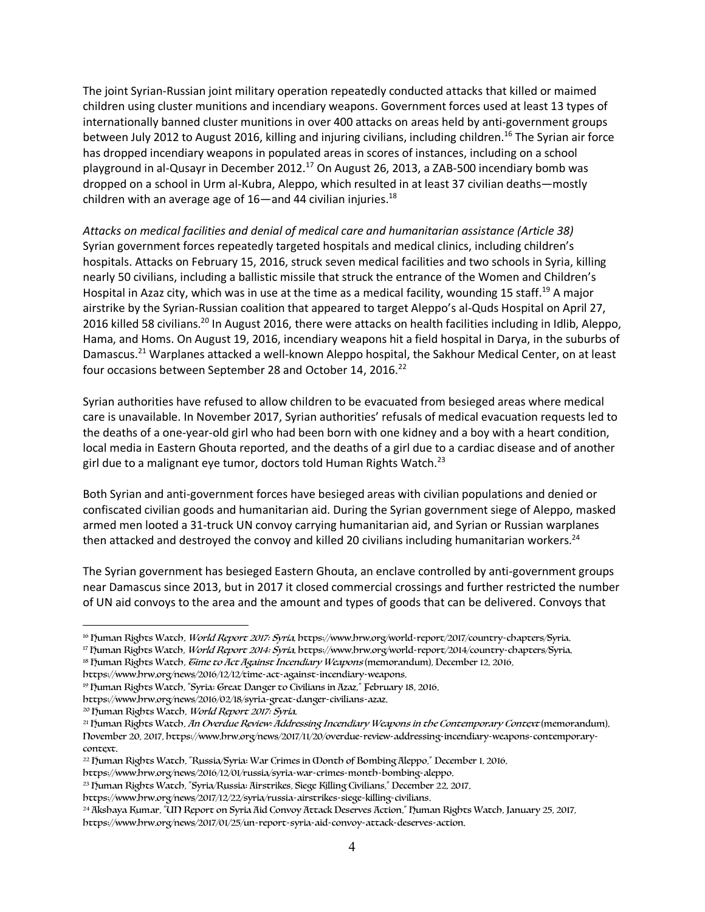The joint Syrian-Russian joint military operation repeatedly conducted attacks that killed or maimed children using cluster munitions and incendiary weapons. Government forces used at least 13 types of internationally banned cluster munitions in over 400 attacks on areas held by anti-government groups between July 2012 to August 2016, killing and injuring civilians, including children.[16] The Syrian air force has dropped incendiary weapons in populated areas in scores of instances, including on a school playground in al-Qusayr in December 2012.[17] On August 26, 2013, a ZAB-500 incendiary bomb was dropped on a school in Urm al-Kubra, Aleppo, which resulted in at least 37 civilian deaths—mostly children with an average age of 16—and 44 civilian injuries.[18]

*Attacks on medical facilities and denial of medical care and humanitarian assistance (Article 38)*
Syrian government forces repeatedly targeted hospitals and medical clinics, including children's hospitals. Attacks on February 15, 2016, struck seven medical facilities and two schools in Syria, killing nearly 50 civilians, including a ballistic missile that struck the entrance of the Women and Children's Hospital in Azaz city, which was in use at the time as a medical facility, wounding 15 staff.[19] A major airstrike by the Syrian-Russian coalition that appeared to target Aleppo's al-Quds Hospital on April 27, 2016 killed 58 civilians.[20] In August 2016, there were attacks on health facilities including in Idlib, Aleppo, Hama, and Homs. On August 19, 2016, incendiary weapons hit a field hospital in Darya, in the suburbs of Damascus.[21] Warplanes attacked a well-known Aleppo hospital, the Sakhour Medical Center, on at least four occasions between September 28 and October 14, 2016.[22]

Syrian authorities have refused to allow children to be evacuated from besieged areas where medical care is unavailable. In November 2017, Syrian authorities' refusals of medical evacuation requests led to the deaths of a one-year-old girl who had been born with one kidney and a boy with a heart condition, local media in Eastern Ghouta reported, and the deaths of a girl due to a cardiac disease and of another girl due to a malignant eye tumor, doctors told Human Rights Watch.[23]

Both Syrian and anti-government forces have besieged areas with civilian populations and denied or confiscated civilian goods and humanitarian aid. During the Syrian government siege of Aleppo, masked armed men looted a 31-truck UN convoy carrying humanitarian aid, and Syrian or Russian warplanes then attacked and destroyed the convoy and killed 20 civilians including humanitarian workers.[24]

The Syrian government has besieged Eastern Ghouta, an enclave controlled by anti-government groups near Damascus since 2013, but in 2017 it closed commercial crossings and further restricted the number of UN aid convoys to the area and the amount and types of goods that can be delivered. Convoys that

---

[16] Human Rights Watch, *World Report 2017: Syria*, https://www.hrw.org/world-report/2017/country-chapters/Syria.

[17] Human Rights Watch, *World Report 2014: Syria*, https://www.hrw.org/world-report/2014/country-chapters/Syria.

[18] Human Rights Watch, *Time to Act Against Incendiary Weapons* (memorandum), December 12, 2016, https://www.hrw.org/news/2016/12/12/time-act-against-incendiary-weapons.

[19] Human Rights Watch, "Syria: Great Danger to Civilians in Azaz," February 18, 2016, https://www.hrw.org/news/2016/02/18/syria-great-danger-civilians-azaz.

[20] Human Rights Watch, *World Report 2017: Syria*.

[21] Human Rights Watch, *An Overdue Review: Addressing Incendiary Weapons in the Contemporary Context* (memorandum), November 20, 2017, https://www.hrw.org/news/2017/11/20/overdue-review-addressing-incendiary-weapons-contemporary-context.

[22] Human Rights Watch, "Russia/Syria: War Crimes in Month of Bombing Aleppo," December 1, 2016, https://www.hrw.org/news/2016/12/01/russia/syria-war-crimes-month-bombing-aleppo.

[23] Human Rights Watch, "Syria/Russia: Airstrikes, Siege Killing Civilians," December 22, 2017, https://www.hrw.org/news/2017/12/22/syria/russia-airstrikes-siege-killing-civilians.

[24] Akshaya Kumar, "UN Report on Syria Aid Convoy Attack Deserves Action," Human Rights Watch, January 25, 2017, https://www.hrw.org/news/2017/01/25/un-report-syria-aid-convoy-attack-deserves-action.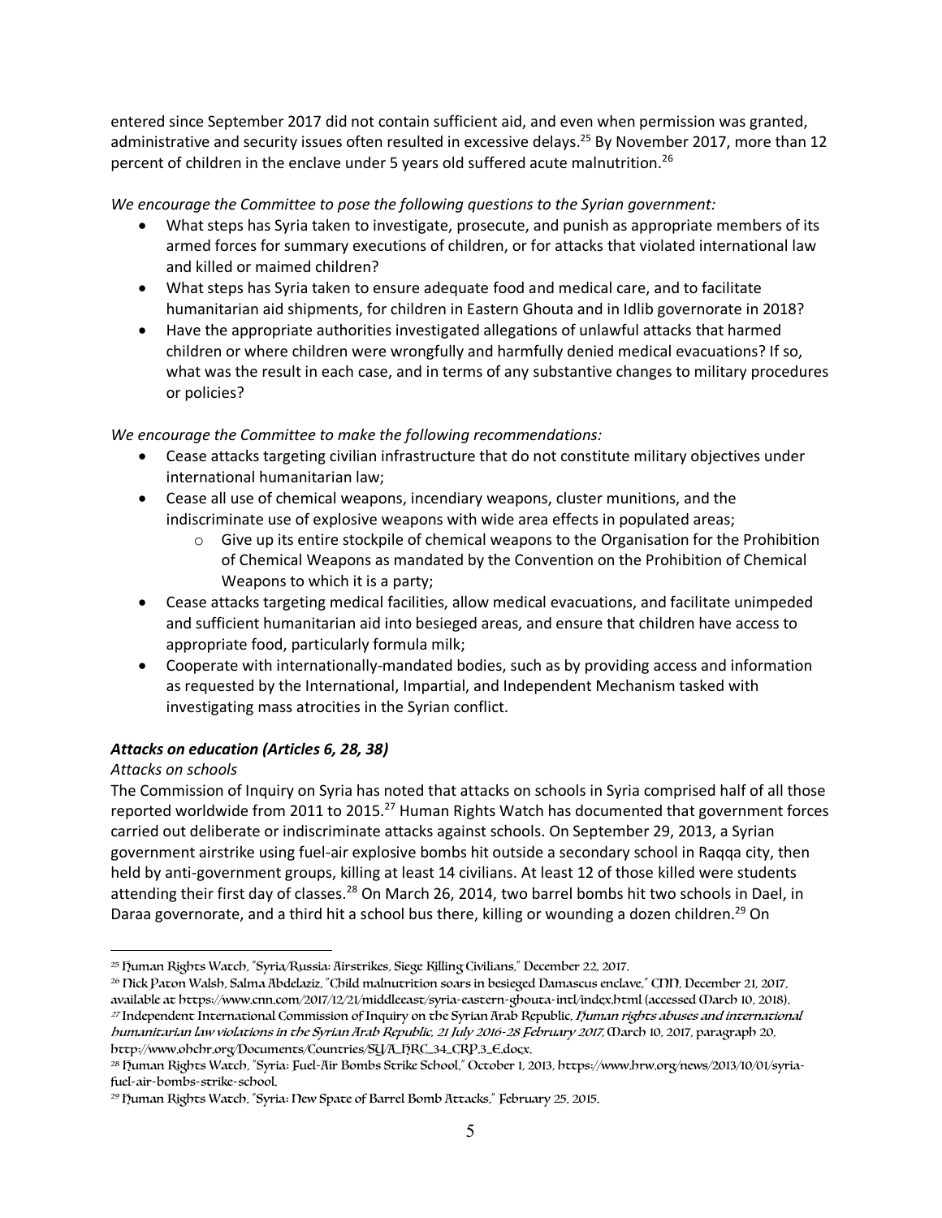entered since September 2017 did not contain sufficient aid, and even when permission was granted, administrative and security issues often resulted in excessive delays.[25] By November 2017, more than 12 percent of children in the enclave under 5 years old suffered acute malnutrition.[26]

*We encourage the Committee to pose the following questions to the Syrian government:*

- What steps has Syria taken to investigate, prosecute, and punish as appropriate members of its armed forces for summary executions of children, or for attacks that violated international law and killed or maimed children?
- What steps has Syria taken to ensure adequate food and medical care, and to facilitate humanitarian aid shipments, for children in Eastern Ghouta and in Idlib governorate in 2018?
- Have the appropriate authorities investigated allegations of unlawful attacks that harmed children or where children were wrongfully and harmfully denied medical evacuations? If so, what was the result in each case, and in terms of any substantive changes to military procedures or policies?

*We encourage the Committee to make the following recommendations:*

- Cease attacks targeting civilian infrastructure that do not constitute military objectives under international humanitarian law;
- Cease all use of chemical weapons, incendiary weapons, cluster munitions, and the indiscriminate use of explosive weapons with wide area effects in populated areas;
    - Give up its entire stockpile of chemical weapons to the Organisation for the Prohibition of Chemical Weapons as mandated by the Convention on the Prohibition of Chemical Weapons to which it is a party;
- Cease attacks targeting medical facilities, allow medical evacuations, and facilitate unimpeded and sufficient humanitarian aid into besieged areas, and ensure that children have access to appropriate food, particularly formula milk;
- Cooperate with internationally-mandated bodies, such as by providing access and information as requested by the International, Impartial, and Independent Mechanism tasked with investigating mass atrocities in the Syrian conflict.

### *Attacks on education (Articles 6, 28, 38)*

*Attacks on schools*

The Commission of Inquiry on Syria has noted that attacks on schools in Syria comprised half of all those reported worldwide from 2011 to 2015.[27] Human Rights Watch has documented that government forces carried out deliberate or indiscriminate attacks against schools. On September 29, 2013, a Syrian government airstrike using fuel-air explosive bombs hit outside a secondary school in Raqqa city, then held by anti-government groups, killing at least 14 civilians. At least 12 of those killed were students attending their first day of classes.[28] On March 26, 2014, two barrel bombs hit two schools in Dael, in Daraa governorate, and a third hit a school bus there, killing or wounding a dozen children.[29] On

---

[25] Human Rights Watch, "Syria/Russia: Airstrikes, Siege Killing Civilians," December 22, 2017.

[26] Nick Paton Walsh, Salma Abdelaziz, "Child malnutrition soars in besieged Damascus enclave," CNN, December 21, 2017, available at https://www.cnn.com/2017/12/21/middleeast/syria-eastern-ghouta-intl/index.html (accessed March 10, 2018).

[27] Independent International Commission of Inquiry on the Syrian Arab Republic, *Human rights abuses and international humanitarian law violations in the Syrian Arab Republic, 21 July 2016-28 February 2017*, March 10, 2017, paragraph 20, http://www.ohchr.org/Documents/Countries/SY/A_HRC_34_CRP.3_E.docx.

[28] Human Rights Watch, "Syria: Fuel-Air Bombs Strike School," October 1, 2013, https://www.hrw.org/news/2013/10/01/syria-fuel-air-bombs-strike-school.

[29] Human Rights Watch, "Syria: New Spate of Barrel Bomb Attacks," February 25, 2015.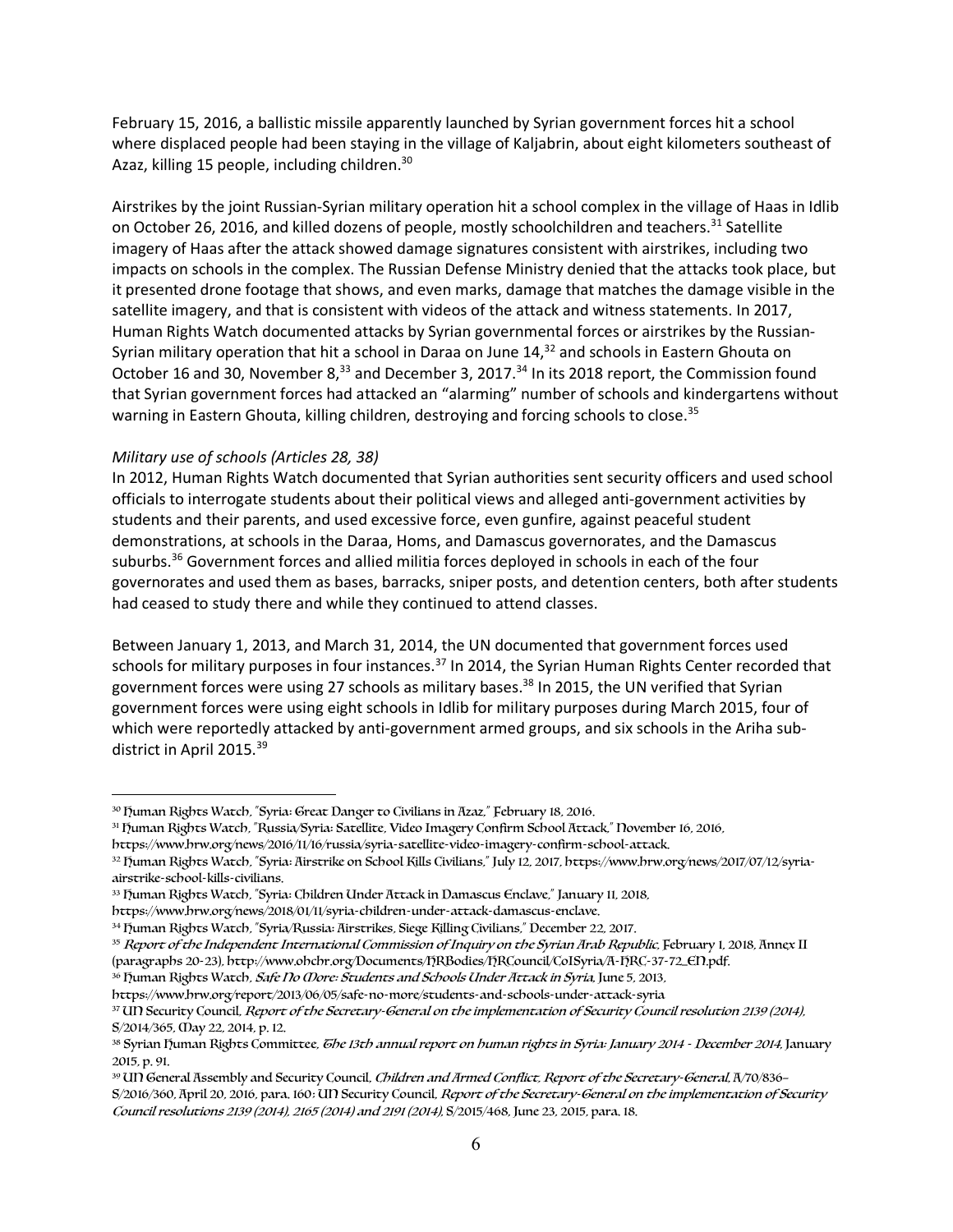February 15, 2016, a ballistic missile apparently launched by Syrian government forces hit a school where displaced people had been staying in the village of Kaljabrin, about eight kilometers southeast of Azaz, killing 15 people, including children.[30]

Airstrikes by the joint Russian-Syrian military operation hit a school complex in the village of Haas in Idlib on October 26, 2016, and killed dozens of people, mostly schoolchildren and teachers.[31] Satellite imagery of Haas after the attack showed damage signatures consistent with airstrikes, including two impacts on schools in the complex. The Russian Defense Ministry denied that the attacks took place, but it presented drone footage that shows, and even marks, damage that matches the damage visible in the satellite imagery, and that is consistent with videos of the attack and witness statements. In 2017, Human Rights Watch documented attacks by Syrian governmental forces or airstrikes by the Russian-Syrian military operation that hit a school in Daraa on June 14,[32] and schools in Eastern Ghouta on October 16 and 30, November 8,[33] and December 3, 2017.[34] In its 2018 report, the Commission found that Syrian government forces had attacked an "alarming" number of schools and kindergartens without warning in Eastern Ghouta, killing children, destroying and forcing schools to close.[35]

*Military use of schools (Articles 28, 38)*

In 2012, Human Rights Watch documented that Syrian authorities sent security officers and used school officials to interrogate students about their political views and alleged anti-government activities by students and their parents, and used excessive force, even gunfire, against peaceful student demonstrations, at schools in the Daraa, Homs, and Damascus governorates, and the Damascus suburbs.[36] Government forces and allied militia forces deployed in schools in each of the four governorates and used them as bases, barracks, sniper posts, and detention centers, both after students had ceased to study there and while they continued to attend classes.

Between January 1, 2013, and March 31, 2014, the UN documented that government forces used schools for military purposes in four instances.[37] In 2014, the Syrian Human Rights Center recorded that government forces were using 27 schools as military bases.[38] In 2015, the UN verified that Syrian government forces were using eight schools in Idlib for military purposes during March 2015, four of which were reportedly attacked by anti-government armed groups, and six schools in the Ariha sub-district in April 2015.[39]

---

[30] Human Rights Watch, "Syria: Great Danger to Civilians in Azaz," February 18, 2016.

[31] Human Rights Watch, "Russia/Syria: Satellite, Video Imagery Confirm School Attack," November 16, 2016, https://www.hrw.org/news/2016/11/16/russia/syria-satellite-video-imagery-confirm-school-attack.

[32] Human Rights Watch, "Syria: Airstrike on School Kills Civilians," July 12, 2017, https://www.hrw.org/news/2017/07/12/syria-airstrike-school-kills-civilians.

[33] Human Rights Watch, "Syria: Children Under Attack in Damascus Enclave," January 11, 2018, https://www.hrw.org/news/2018/01/11/syria-children-under-attack-damascus-enclave.

[34] Human Rights Watch, "Syria/Russia: Airstrikes, Siege Killing Civilians," December 22, 2017.

[35] *Report of the Independent International Commission of Inquiry on the Syrian Arab Republic*, February 1, 2018, Annex II (paragraphs 20-23), http://www.ohchr.org/Documents/HRBodies/HRCouncil/CoISyria/A-HRC-37-72_EN.pdf.

[36] Human Rights Watch, *Safe No More: Students and Schools Under Attack in Syria*, June 5, 2013, https://www.hrw.org/report/2013/06/05/safe-no-more/students-and-schools-under-attack-syria

[37] UN Security Council, *Report of the Secretary-General on the implementation of Security Council resolution 2139 (2014)*, S/2014/365, May 22, 2014, p. 12.

[38] Syrian Human Rights Committee, *The 13th annual report on human rights in Syria: January 2014 - December 2014*, January 2015, p. 91.

[39] UN General Assembly and Security Council, *Children and Armed Conflict, Report of the Secretary-General*, A/70/836–S/2016/360, April 20, 2016, para. 160; UN Security Council, *Report of the Secretary-General on the implementation of Security Council resolutions 2139 (2014), 2165 (2014) and 2191 (2014)*, S/2015/468, June 23, 2015, para. 18.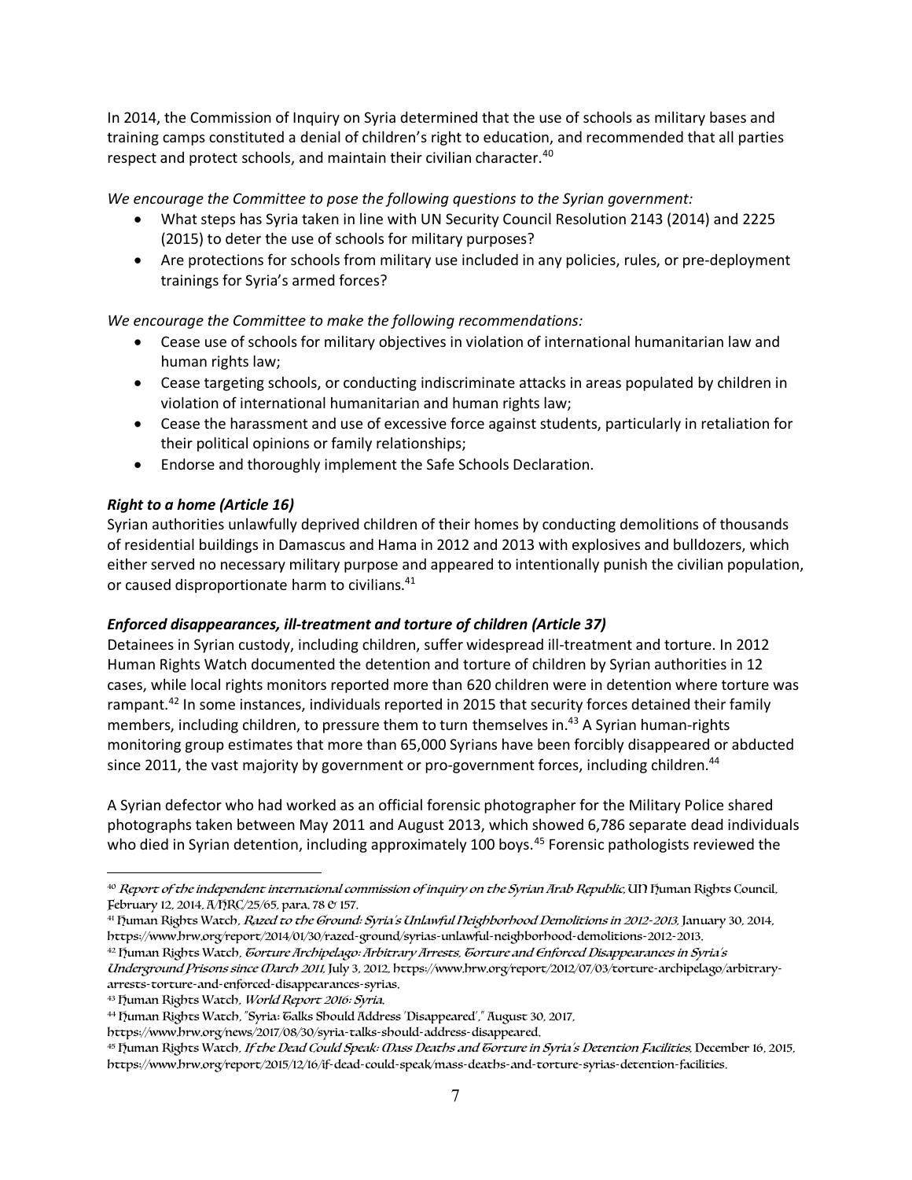In 2014, the Commission of Inquiry on Syria determined that the use of schools as military bases and training camps constituted a denial of children's right to education, and recommended that all parties respect and protect schools, and maintain their civilian character.[40]

*We encourage the Committee to pose the following questions to the Syrian government:*

- What steps has Syria taken in line with UN Security Council Resolution 2143 (2014) and 2225 (2015) to deter the use of schools for military purposes?
- Are protections for schools from military use included in any policies, rules, or pre-deployment trainings for Syria's armed forces?

*We encourage the Committee to make the following recommendations:*

- Cease use of schools for military objectives in violation of international humanitarian law and human rights law;
- Cease targeting schools, or conducting indiscriminate attacks in areas populated by children in violation of international humanitarian and human rights law;
- Cease the harassment and use of excessive force against students, particularly in retaliation for their political opinions or family relationships;
- Endorse and thoroughly implement the Safe Schools Declaration.

### ***Right to a home (Article 16)***

Syrian authorities unlawfully deprived children of their homes by conducting demolitions of thousands of residential buildings in Damascus and Hama in 2012 and 2013 with explosives and bulldozers, which either served no necessary military purpose and appeared to intentionally punish the civilian population, or caused disproportionate harm to civilians.[41]

### ***Enforced disappearances, ill-treatment and torture of children (Article 37)***

Detainees in Syrian custody, including children, suffer widespread ill-treatment and torture. In 2012 Human Rights Watch documented the detention and torture of children by Syrian authorities in 12 cases, while local rights monitors reported more than 620 children were in detention where torture was rampant.[42] In some instances, individuals reported in 2015 that security forces detained their family members, including children, to pressure them to turn themselves in.[43] A Syrian human-rights monitoring group estimates that more than 65,000 Syrians have been forcibly disappeared or abducted since 2011, the vast majority by government or pro-government forces, including children.[44]

A Syrian defector who had worked as an official forensic photographer for the Military Police shared photographs taken between May 2011 and August 2013, which showed 6,786 separate dead individuals who died in Syrian detention, including approximately 100 boys.[45] Forensic pathologists reviewed the

---

[40] *Report of the independent international commission of inquiry on the Syrian Arab Republic*, UN Human Rights Council, February 12, 2014, A/HRC/25/65, para. 78 & 157.

[41] Human Rights Watch, *Razed to the Ground: Syria's Unlawful Neighborhood Demolitions in 2012-2013*, January 30, 2014, https://www.hrw.org/report/2014/01/30/razed-ground/syrias-unlawful-neighborhood-demolitions-2012-2013.

[42] Human Rights Watch, *Torture Archipelago: Arbitrary Arrests, Torture and Enforced Disappearances in Syria's Underground Prisons since March 2011*, July 3, 2012, https://www.hrw.org/report/2012/07/03/torture-archipelago/arbitrary-arrests-torture-and-enforced-disappearances-syrias.

[43] Human Rights Watch, *World Report 2016: Syria*.

[44] Human Rights Watch, "Syria: Talks Should Address 'Disappeared'," August 30, 2017, https://www.hrw.org/news/2017/08/30/syria-talks-should-address-disappeared.

[45] Human Rights Watch, *If the Dead Could Speak: Mass Deaths and Torture in Syria's Detention Facilities*, December 16, 2015, https://www.hrw.org/report/2015/12/16/if-dead-could-speak/mass-deaths-and-torture-syrias-detention-facilities.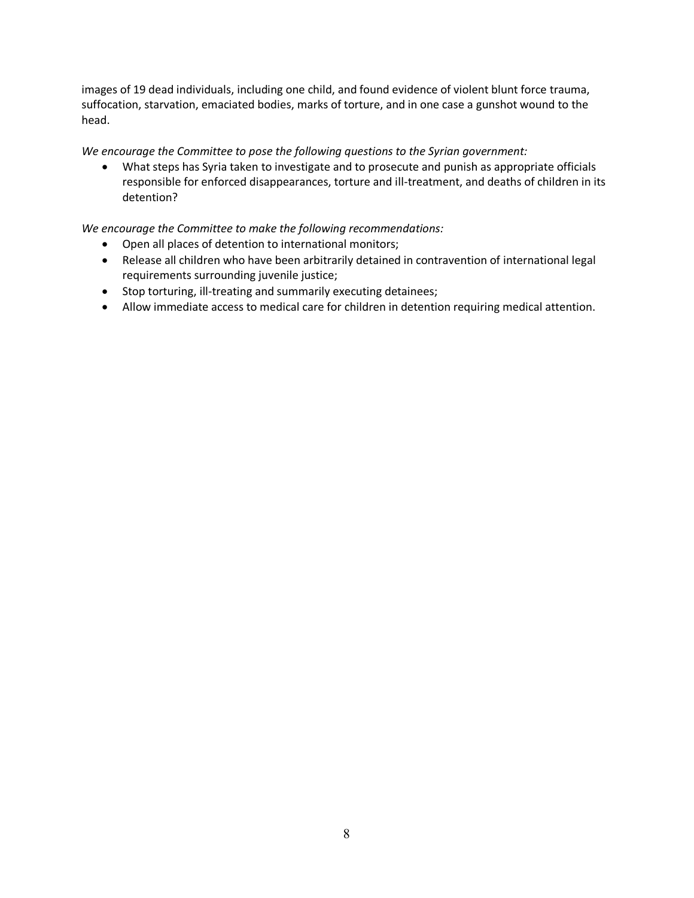images of 19 dead individuals, including one child, and found evidence of violent blunt force trauma, suffocation, starvation, emaciated bodies, marks of torture, and in one case a gunshot wound to the head.

*We encourage the Committee to pose the following questions to the Syrian government:*

- What steps has Syria taken to investigate and to prosecute and punish as appropriate officials responsible for enforced disappearances, torture and ill-treatment, and deaths of children in its detention?

*We encourage the Committee to make the following recommendations:*

- Open all places of detention to international monitors;
- Release all children who have been arbitrarily detained in contravention of international legal requirements surrounding juvenile justice;
- Stop torturing, ill-treating and summarily executing detainees;
- Allow immediate access to medical care for children in detention requiring medical attention.